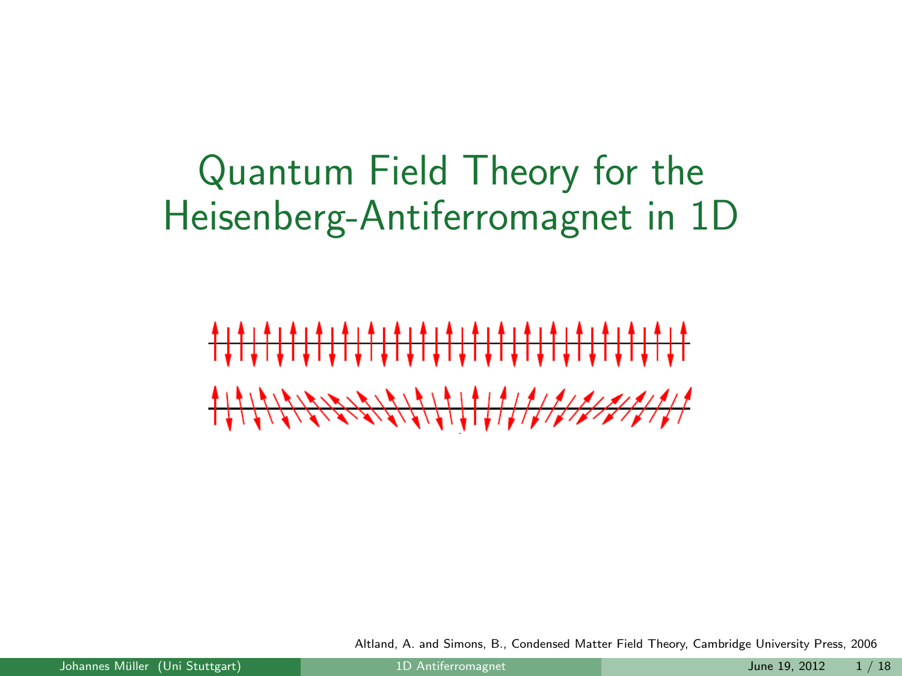# Quantum Field Theory for the Heisenberg-Antiferromagnet in 1D

Altland, A. and Simons, B., Condensed Matter Field Theory, Cambridge University Press, 2006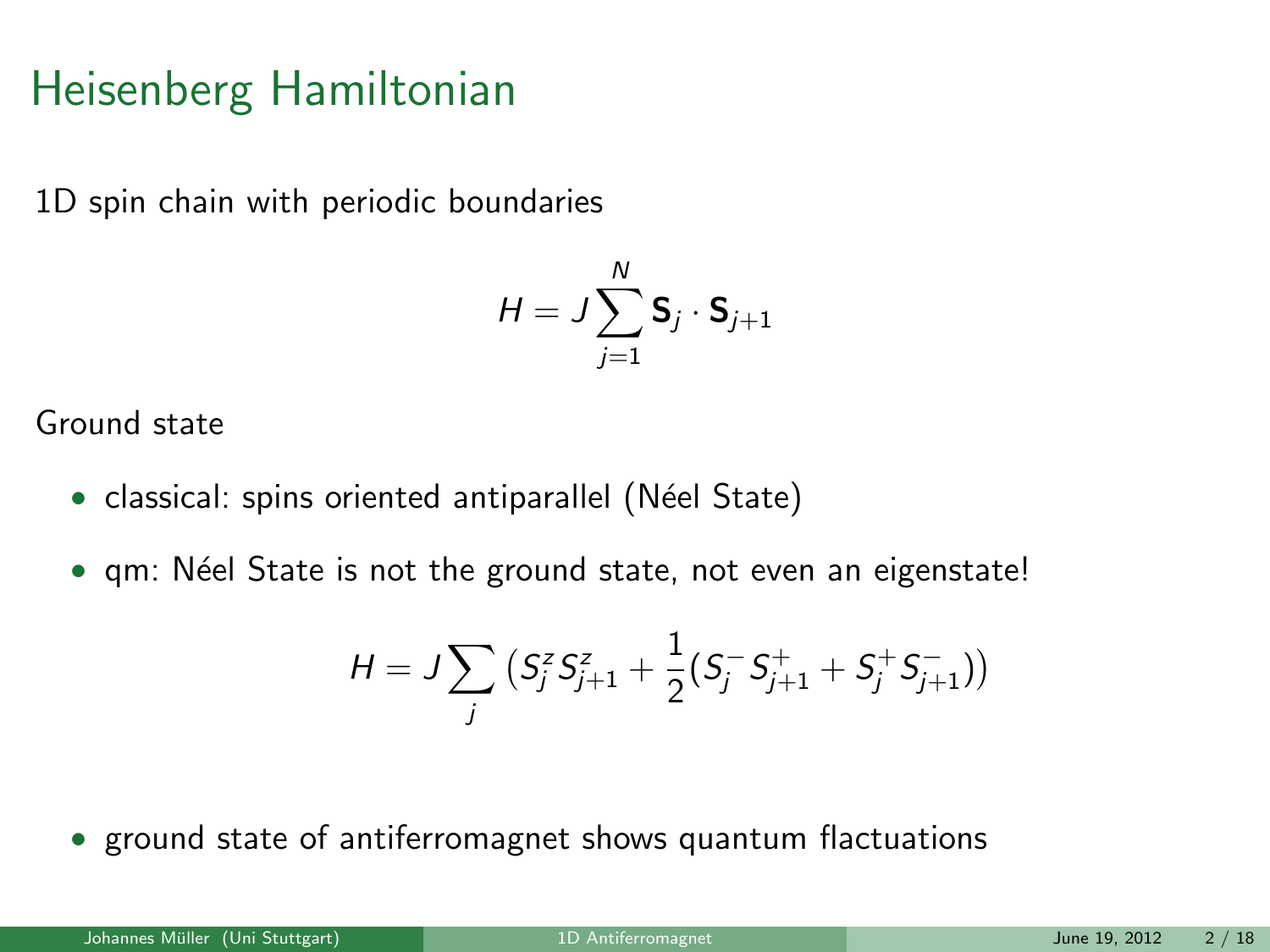# Heisenberg Hamiltonian

1D spin chain with periodic boundaries

$$H = J \sum_{j=1}^{N} \mathbf{S}_j \cdot \mathbf{S}_{j+1}$$

Ground state

- classical: spins oriented antiparallel (Néel State)
- qm: Néel State is not the ground state, not even an eigenstate!

$$H = J \sum_{j} \left( S_j^z S_{j+1}^z + \frac{1}{2}(S_j^- S_{j+1}^+ + S_j^+ S_{j+1}^-) \right)$$

- ground state of antiferromagnet shows quantum flactuations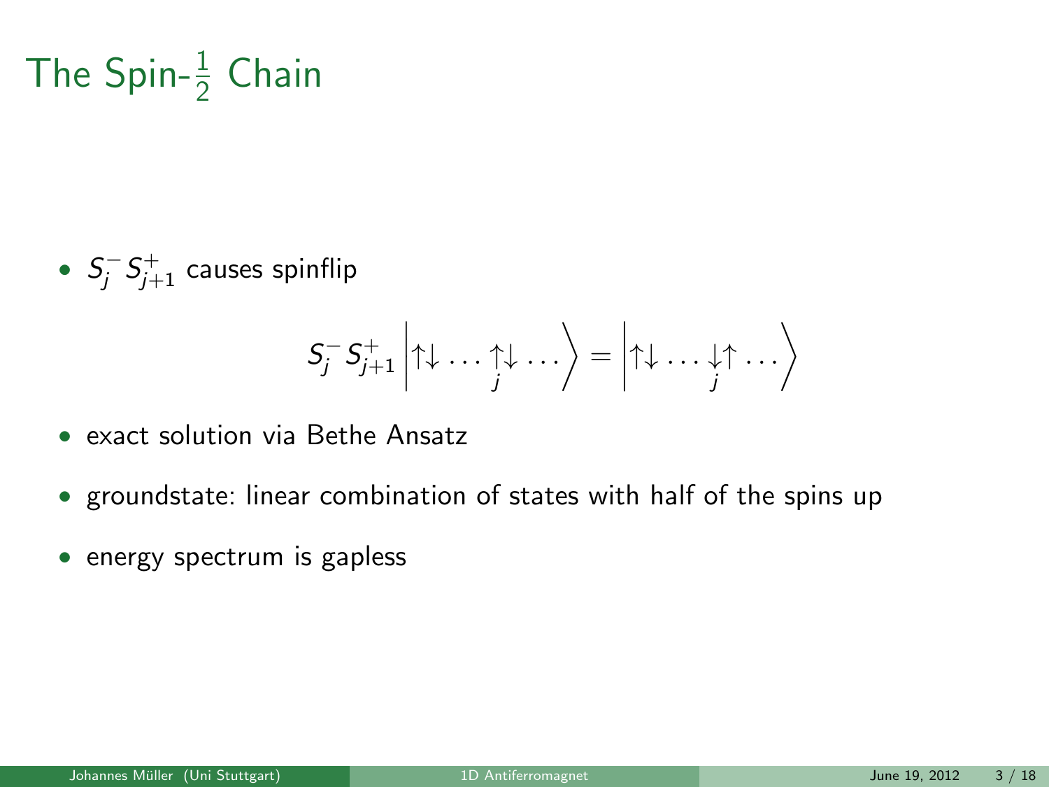# The Spin-$\frac{1}{2}$ Chain

- $S_j^- S_{j+1}^+$ causes spinflip

$$S_j^- S_{j+1}^+ \left| \uparrow\downarrow \dots \underset{j}{\uparrow}\downarrow \dots \right\rangle = \left| \uparrow\downarrow \dots \underset{j}{\downarrow}\uparrow \dots \right\rangle$$

- exact solution via Bethe Ansatz
- groundstate: linear combination of states with half of the spins up
- energy spectrum is gapless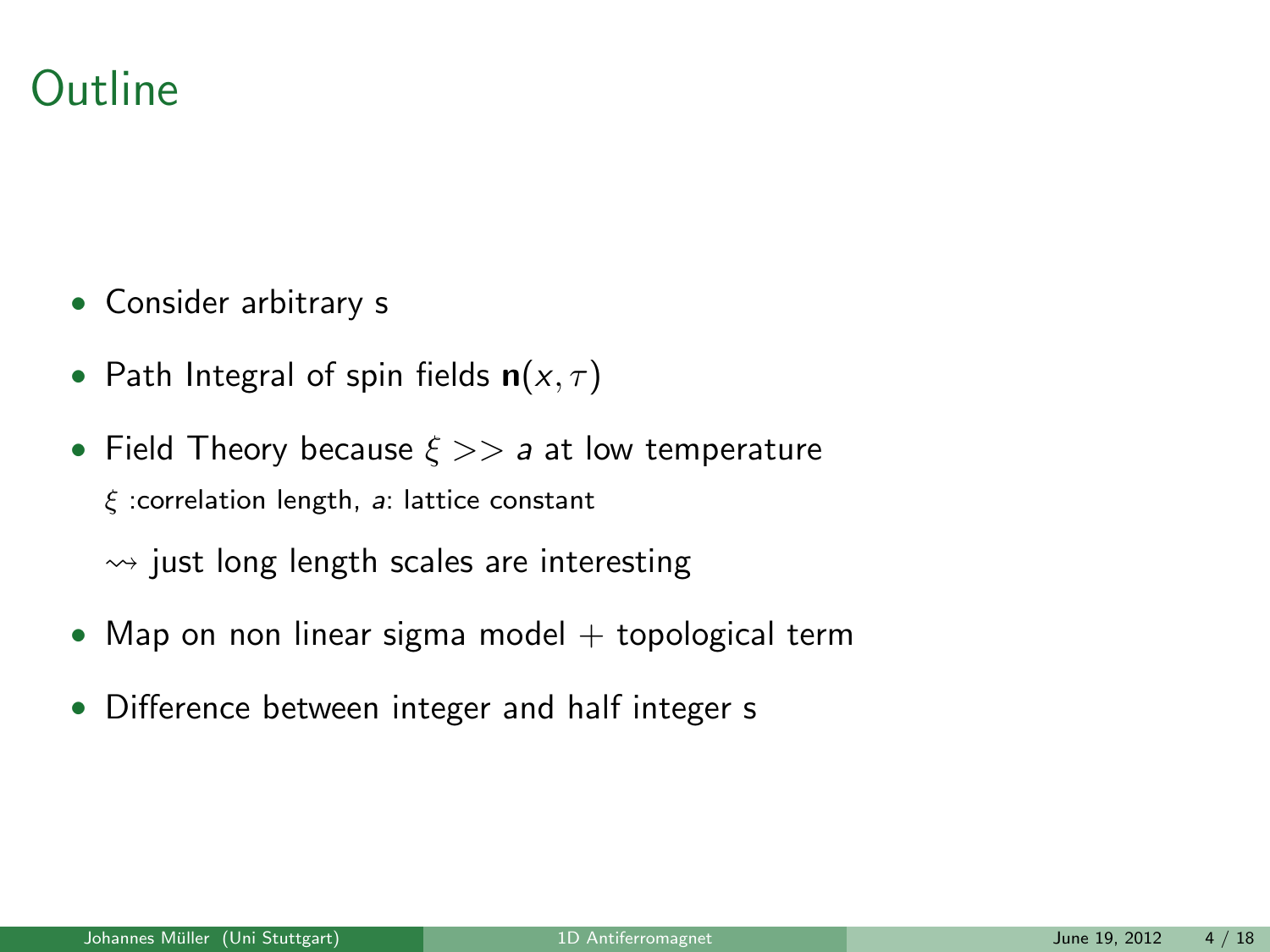# Outline

- Consider arbitrary s
- Path Integral of spin fields $\mathbf{n}(x, \tau)$
- Field Theory because $\xi >> a$ at low temperature

  $\xi$ :correlation length, $a$: lattice constant

  $\rightsquigarrow$ just long length scales are interesting
- Map on non linear sigma model + topological term
- Difference between integer and half integer s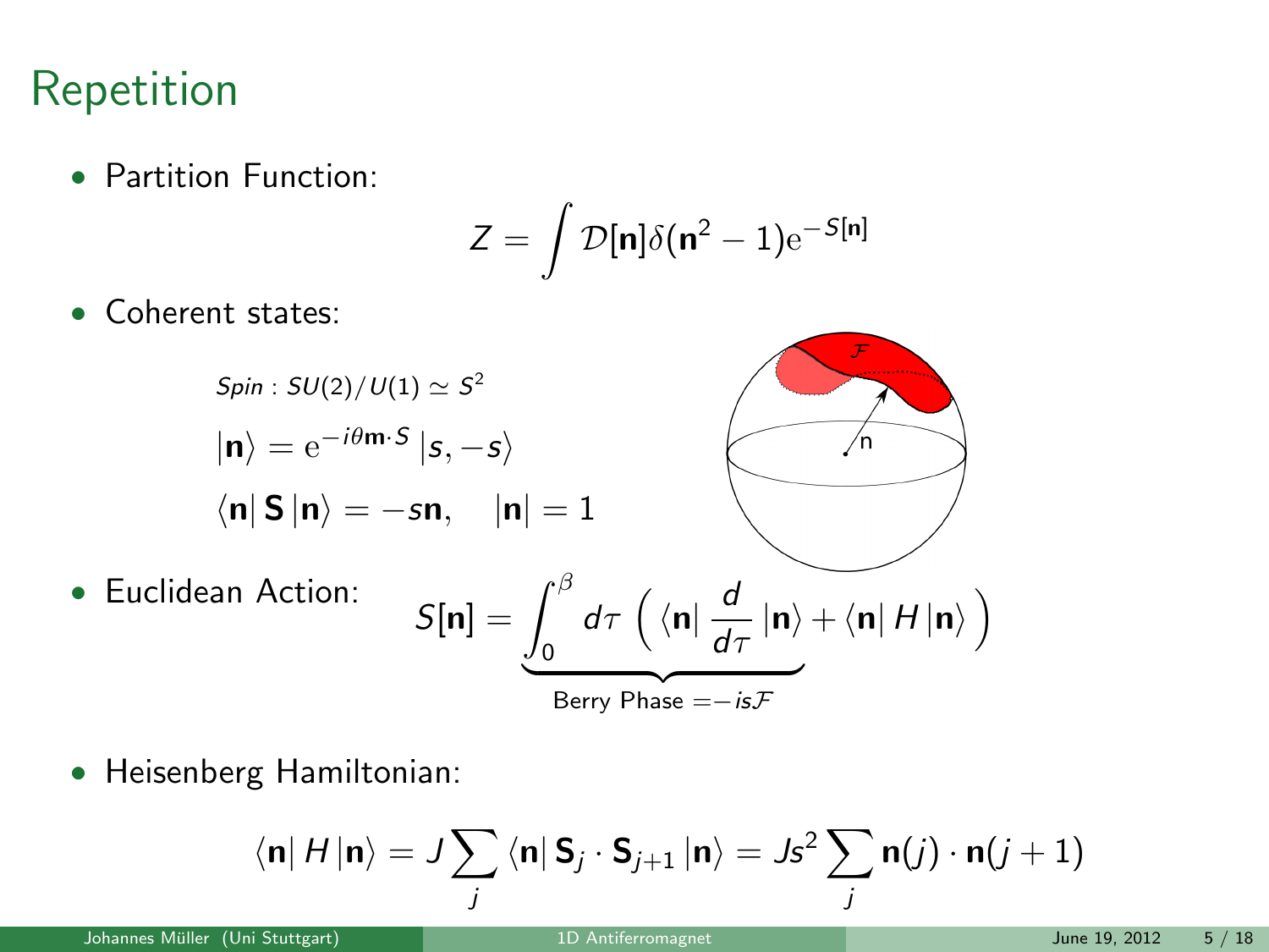# Repetition

- Partition Function:

$$Z = \int \mathcal{D}[\mathbf{n}]\delta(\mathbf{n}^2 - 1)\mathrm{e}^{-S[\mathbf{n}]}$$

- Coherent states:

$$Spin : SU(2)/U(1) \simeq S^2$$

$$|\mathbf{n}\rangle = \mathrm{e}^{-i\theta \mathbf{m}\cdot S}\, |s, -s\rangle$$

$$\langle \mathbf{n}|\, \mathbf{S}\, |\mathbf{n}\rangle = -s\mathbf{n}, \quad |\mathbf{n}| = 1$$

$\mathcal{F}$

n

- Euclidean Action:

$$S[\mathbf{n}] = \underbrace{\int_0^\beta d\tau \left( \langle \mathbf{n}|\, \frac{d}{d\tau}\, |\mathbf{n}\rangle \right.}_{\text{Berry Phase } = -is\mathcal{F}} \left. + \langle \mathbf{n}|\, H\, |\mathbf{n}\rangle \right)$$

- Heisenberg Hamiltonian:

$$\langle \mathbf{n}|\, H\, |\mathbf{n}\rangle = J \sum_j \langle \mathbf{n}|\, \mathbf{S}_j \cdot \mathbf{S}_{j+1}\, |\mathbf{n}\rangle = Js^2 \sum_j \mathbf{n}(j) \cdot \mathbf{n}(j+1)$$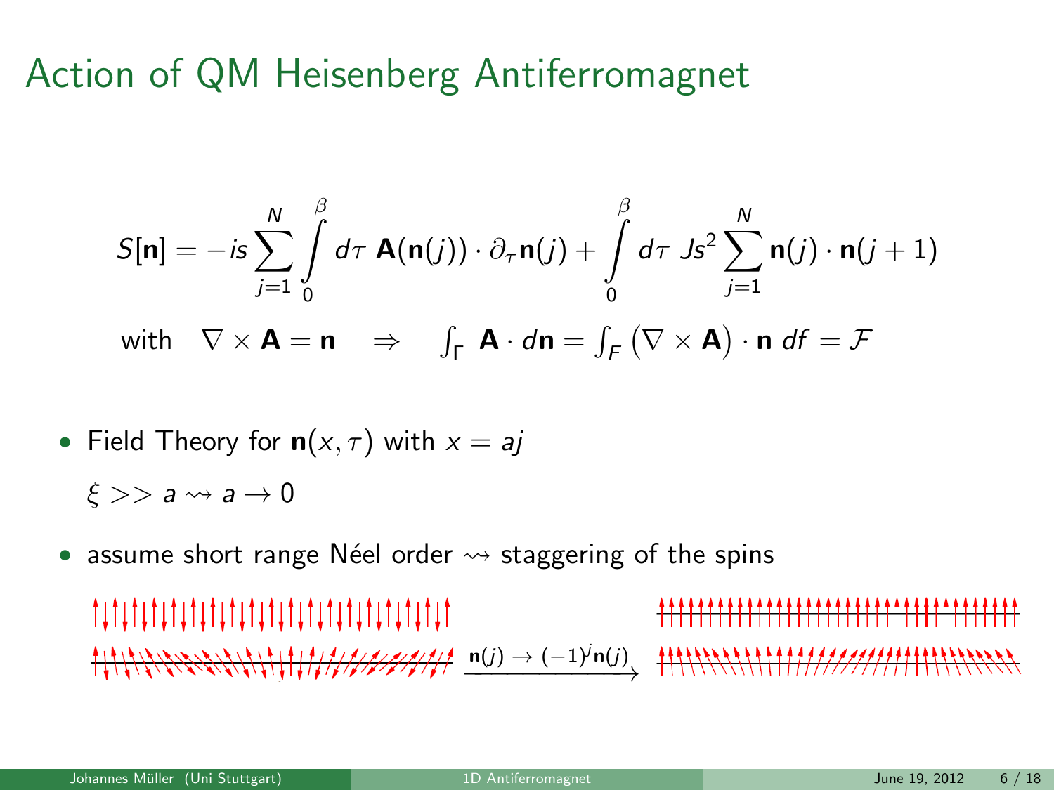# Action of QM Heisenberg Antiferromagnet

$$S[\mathbf{n}] = -is\sum_{j=1}^{N}\int_0^\beta d\tau\ \mathbf{A}(\mathbf{n}(j))\cdot\partial_\tau\mathbf{n}(j) + \int_0^\beta d\tau\ Js^2\sum_{j=1}^{N}\mathbf{n}(j)\cdot\mathbf{n}(j+1)$$

$$\text{with}\quad \nabla\times\mathbf{A} = \mathbf{n} \quad\Rightarrow\quad \int_\Gamma \mathbf{A}\cdot d\mathbf{n} = \int_F \left(\nabla\times\mathbf{A}\right)\cdot\mathbf{n}\ df = \mathcal{F}$$

- Field Theory for $\mathbf{n}(x,\tau)$ with $x = aj$

  $\xi >> a \rightsquigarrow a \to 0$

- assume short range Néel order $\rightsquigarrow$ staggering of the spins

  $\mathbf{n}(j) \to (-1)^j\mathbf{n}(j)$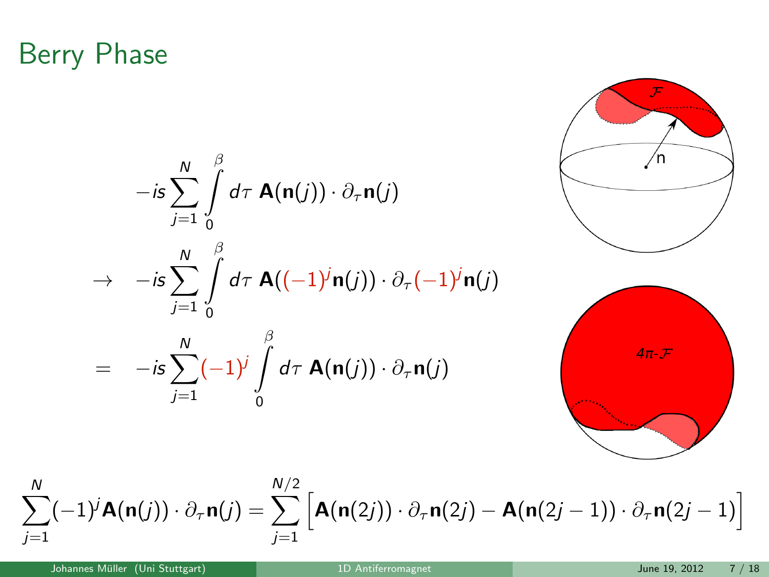# Berry Phase

$$
\begin{aligned}
& -is\sum_{j=1}^{N}\int_0^\beta d\tau\ \mathbf{A}(\mathbf{n}(j))\cdot\partial_\tau\mathbf{n}(j) \\
\rightarrow\quad & -is\sum_{j=1}^{N}\int_0^\beta d\tau\ \mathbf{A}((-1)^j\mathbf{n}(j))\cdot\partial_\tau(-1)^j\mathbf{n}(j) \\
=\quad & -is\sum_{j=1}^{N}(-1)^j\int_0^\beta d\tau\ \mathbf{A}(\mathbf{n}(j))\cdot\partial_\tau\mathbf{n}(j)
\end{aligned}
$$

$\mathcal{F}$

n

$4\pi$-$\mathcal{F}$

$$
\sum_{j=1}^{N}(-1)^j\mathbf{A}(\mathbf{n}(j))\cdot\partial_\tau\mathbf{n}(j) = \sum_{j=1}^{N/2}\Big[\mathbf{A}(\mathbf{n}(2j))\cdot\partial_\tau\mathbf{n}(2j) - \mathbf{A}(\mathbf{n}(2j-1))\cdot\partial_\tau\mathbf{n}(2j-1)\Big]
$$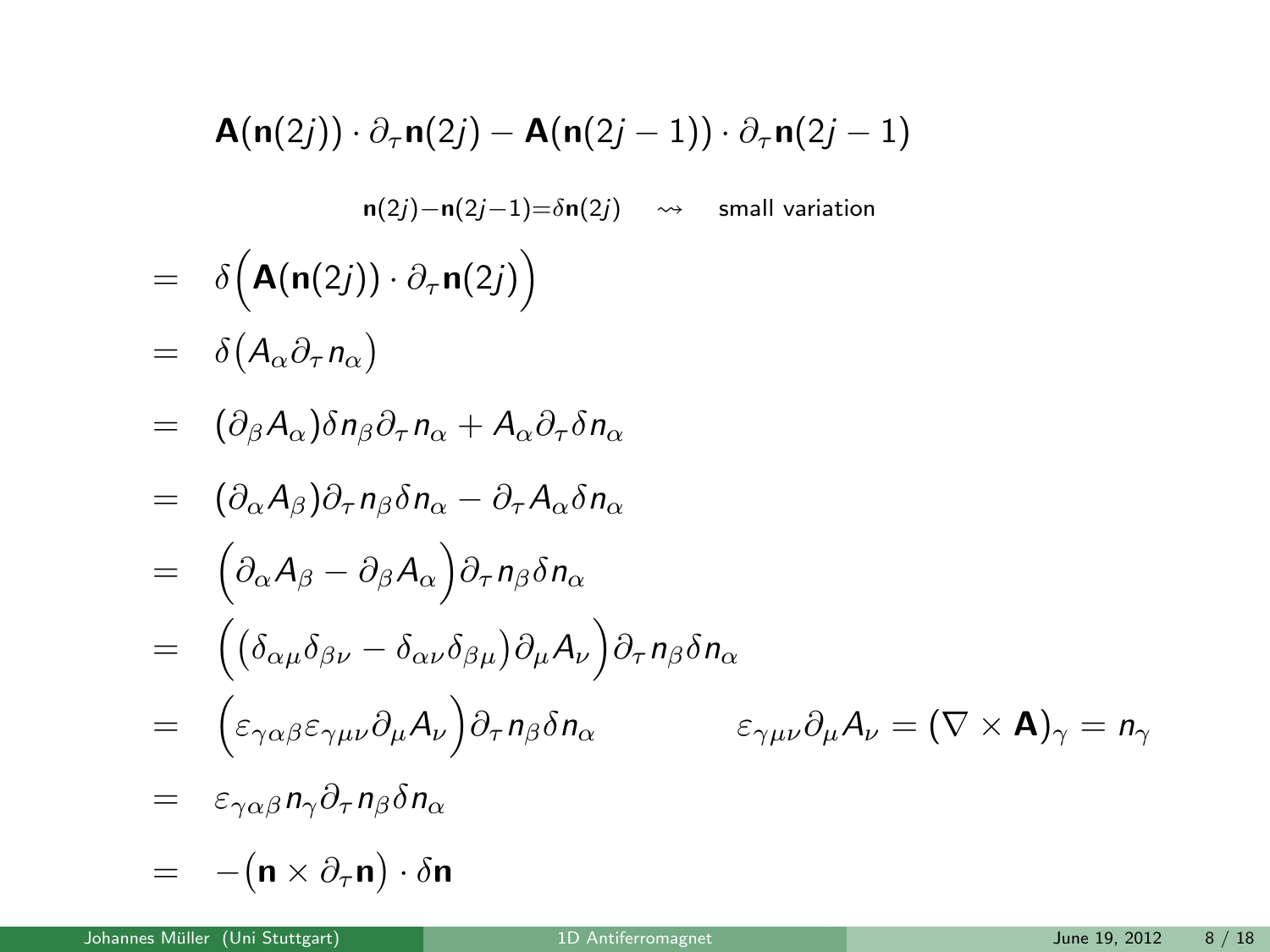$$\mathbf{A}(\mathbf{n}(2j)) \cdot \partial_\tau \mathbf{n}(2j) - \mathbf{A}(\mathbf{n}(2j-1)) \cdot \partial_\tau \mathbf{n}(2j-1)$$

$\mathbf{n}(2j) - \mathbf{n}(2j-1) = \delta\mathbf{n}(2j) \quad \rightsquigarrow \quad$ small variation

$$
\begin{aligned}
&= \delta\Big(\mathbf{A}(\mathbf{n}(2j)) \cdot \partial_\tau \mathbf{n}(2j)\Big) \\
&= \delta\big(A_\alpha \partial_\tau n_\alpha\big) \\
&= (\partial_\beta A_\alpha)\delta n_\beta \partial_\tau n_\alpha + A_\alpha \partial_\tau \delta n_\alpha \\
&= (\partial_\alpha A_\beta)\partial_\tau n_\beta \delta n_\alpha - \partial_\tau A_\alpha \delta n_\alpha \\
&= \Big(\partial_\alpha A_\beta - \partial_\beta A_\alpha\Big)\partial_\tau n_\beta \delta n_\alpha \\
&= \Big(\big(\delta_{\alpha\mu}\delta_{\beta\nu} - \delta_{\alpha\nu}\delta_{\beta\mu}\big)\partial_\mu A_\nu\Big)\partial_\tau n_\beta \delta n_\alpha \\
&= \Big(\varepsilon_{\gamma\alpha\beta}\varepsilon_{\gamma\mu\nu}\partial_\mu A_\nu\Big)\partial_\tau n_\beta \delta n_\alpha \qquad \varepsilon_{\gamma\mu\nu}\partial_\mu A_\nu = (\nabla \times \mathbf{A})_\gamma = n_\gamma \\
&= \varepsilon_{\gamma\alpha\beta} n_\gamma \partial_\tau n_\beta \delta n_\alpha \\
&= -\big(\mathbf{n} \times \partial_\tau \mathbf{n}\big) \cdot \delta\mathbf{n}
\end{aligned}
$$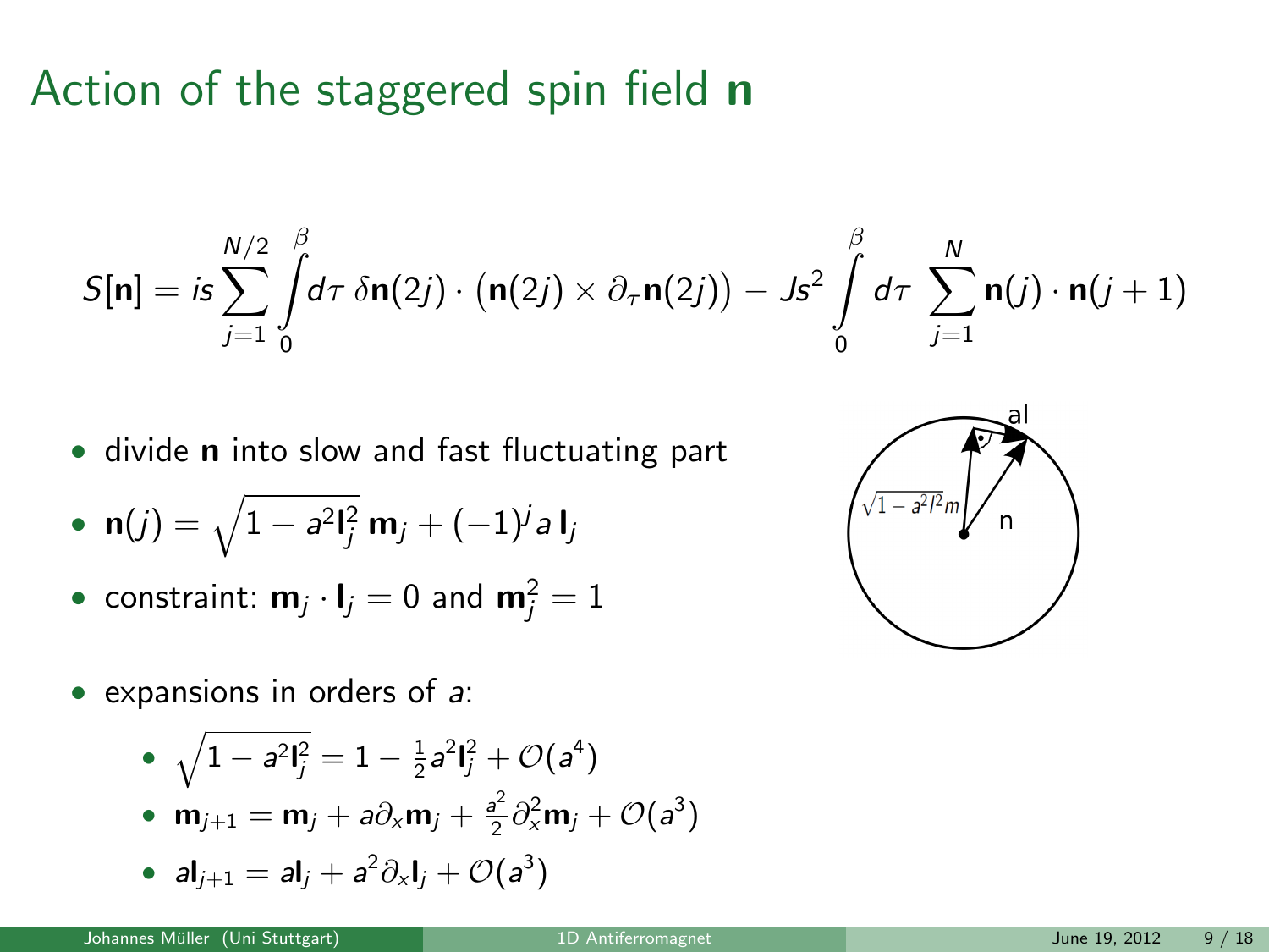# Action of the staggered spin field n

$$S[\mathbf{n}] = is \sum_{j=1}^{N/2} \int_0^\beta d\tau \, \delta\mathbf{n}(2j) \cdot \left(\mathbf{n}(2j) \times \partial_\tau \mathbf{n}(2j)\right) - Js^2 \int_0^\beta d\tau \, \sum_{j=1}^{N} \mathbf{n}(j) \cdot \mathbf{n}(j+1)$$

- divide $\mathbf{n}$ into slow and fast fluctuating part
- $\mathbf{n}(j) = \sqrt{1 - a^2 \mathbf{l}_j^2}\, \mathbf{m}_j + (-1)^j a\, \mathbf{l}_j$
- constraint: $\mathbf{m}_j \cdot \mathbf{l}_j = 0$ and $\mathbf{m}_j^2 = 1$

al

$\sqrt{1-a^2l^2}m$

n

- expansions in orders of $a$:
  - $\sqrt{1 - a^2 \mathbf{l}_j^2} = 1 - \frac{1}{2} a^2 \mathbf{l}_j^2 + \mathcal{O}(a^4)$
  - $\mathbf{m}_{j+1} = \mathbf{m}_j + a\partial_x \mathbf{m}_j + \frac{a^2}{2} \partial_x^2 \mathbf{m}_j + \mathcal{O}(a^3)$
  - $a\mathbf{l}_{j+1} = a\mathbf{l}_j + a^2 \partial_x \mathbf{l}_j + \mathcal{O}(a^3)$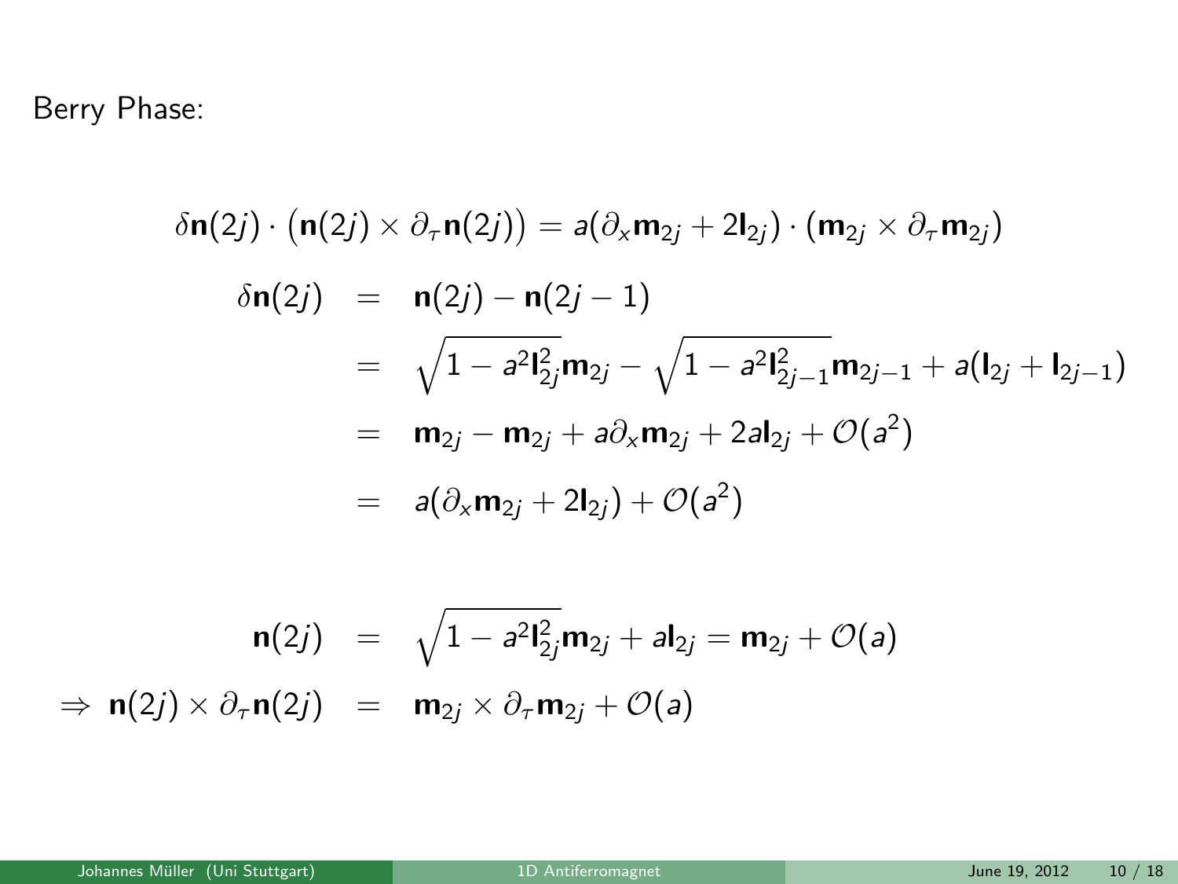Berry Phase:

$$\delta \mathbf{n}(2j) \cdot \big(\mathbf{n}(2j) \times \partial_\tau \mathbf{n}(2j)\big) = a(\partial_x \mathbf{m}_{2j} + 2\mathbf{l}_{2j}) \cdot (\mathbf{m}_{2j} \times \partial_\tau \mathbf{m}_{2j})$$

$$\begin{aligned}
\delta \mathbf{n}(2j) &= \mathbf{n}(2j) - \mathbf{n}(2j-1) \\
&= \sqrt{1 - a^2 \mathbf{l}_{2j}^2}\,\mathbf{m}_{2j} - \sqrt{1 - a^2 \mathbf{l}_{2j-1}^2}\,\mathbf{m}_{2j-1} + a(\mathbf{l}_{2j} + \mathbf{l}_{2j-1}) \\
&= \mathbf{m}_{2j} - \mathbf{m}_{2j} + a\partial_x \mathbf{m}_{2j} + 2a\mathbf{l}_{2j} + \mathcal{O}(a^2) \\
&= a(\partial_x \mathbf{m}_{2j} + 2\mathbf{l}_{2j}) + \mathcal{O}(a^2)
\end{aligned}$$

$$\begin{aligned}
\mathbf{n}(2j) &= \sqrt{1 - a^2 \mathbf{l}_{2j}^2}\,\mathbf{m}_{2j} + a\mathbf{l}_{2j} = \mathbf{m}_{2j} + \mathcal{O}(a) \\
\Rightarrow \mathbf{n}(2j) \times \partial_\tau \mathbf{n}(2j) &= \mathbf{m}_{2j} \times \partial_\tau \mathbf{m}_{2j} + \mathcal{O}(a)
\end{aligned}$$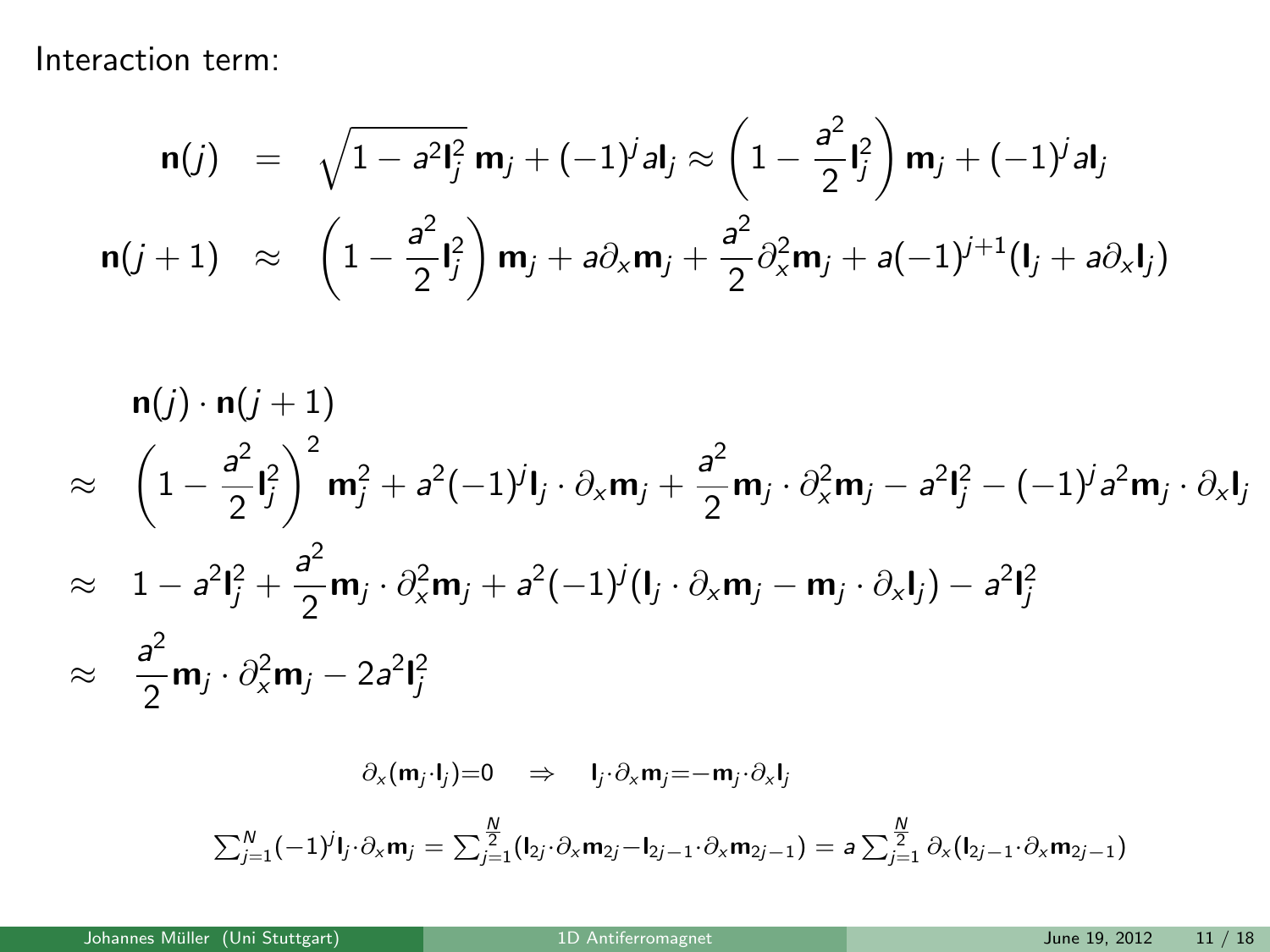Interaction term:

$$
\begin{aligned}
\mathbf{n}(j) &= \sqrt{1 - a^2 \mathbf{l}_j^2}\, \mathbf{m}_j + (-1)^j a \mathbf{l}_j \approx \left(1 - \frac{a^2}{2}\mathbf{l}_j^2\right) \mathbf{m}_j + (-1)^j a \mathbf{l}_j \\
\mathbf{n}(j+1) &\approx \left(1 - \frac{a^2}{2}\mathbf{l}_j^2\right) \mathbf{m}_j + a\partial_x \mathbf{m}_j + \frac{a^2}{2}\partial_x^2 \mathbf{m}_j + a(-1)^{j+1}(\mathbf{l}_j + a\partial_x \mathbf{l}_j)
\end{aligned}
$$

$$
\begin{aligned}
&\mathbf{n}(j) \cdot \mathbf{n}(j+1) \\
\approx\ & \left(1 - \frac{a^2}{2}\mathbf{l}_j^2\right)^2 \mathbf{m}_j^2 + a^2(-1)^j \mathbf{l}_j \cdot \partial_x \mathbf{m}_j + \frac{a^2}{2}\mathbf{m}_j \cdot \partial_x^2 \mathbf{m}_j - a^2 \mathbf{l}_j^2 - (-1)^j a^2 \mathbf{m}_j \cdot \partial_x \mathbf{l}_j \\
\approx\ & 1 - a^2 \mathbf{l}_j^2 + \frac{a^2}{2}\mathbf{m}_j \cdot \partial_x^2 \mathbf{m}_j + a^2(-1)^j(\mathbf{l}_j \cdot \partial_x \mathbf{m}_j - \mathbf{m}_j \cdot \partial_x \mathbf{l}_j) - a^2 \mathbf{l}_j^2 \\
\approx\ & \frac{a^2}{2}\mathbf{m}_j \cdot \partial_x^2 \mathbf{m}_j - 2a^2 \mathbf{l}_j^2
\end{aligned}
$$

$$
\partial_x(\mathbf{m}_j \cdot \mathbf{l}_j) = 0 \quad \Rightarrow \quad \mathbf{l}_j \cdot \partial_x \mathbf{m}_j = -\mathbf{m}_j \cdot \partial_x \mathbf{l}_j
$$

$$
\sum_{j=1}^{N}(-1)^j \mathbf{l}_j \cdot \partial_x \mathbf{m}_j = \sum_{j=1}^{\frac{N}{2}}(\mathbf{l}_{2j} \cdot \partial_x \mathbf{m}_{2j} - \mathbf{l}_{2j-1} \cdot \partial_x \mathbf{m}_{2j-1}) = a\sum_{j=1}^{\frac{N}{2}} \partial_x(\mathbf{l}_{2j-1} \cdot \partial_x \mathbf{m}_{2j-1})
$$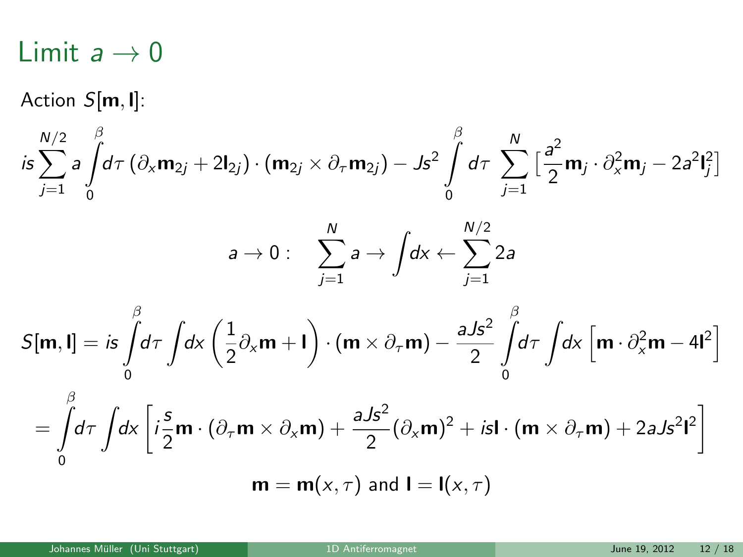# Limit $a \to 0$

Action $S[\mathbf{m}, \mathbf{l}]$:

$$
is \sum_{j=1}^{N/2} a \int_0^\beta d\tau \, (\partial_x \mathbf{m}_{2j} + 2\mathbf{l}_{2j}) \cdot (\mathbf{m}_{2j} \times \partial_\tau \mathbf{m}_{2j}) - Js^2 \int_0^\beta d\tau \, \sum_{j=1}^{N} \left[ \frac{a^2}{2} \mathbf{m}_j \cdot \partial_x^2 \mathbf{m}_j - 2a^2 \mathbf{l}_j^2 \right]
$$

$$
a \to 0 : \quad \sum_{j=1}^{N} a \to \int dx \leftarrow \sum_{j=1}^{N/2} 2a
$$

$$
S[\mathbf{m}, \mathbf{l}] = is \int_0^\beta d\tau \int dx \left( \frac{1}{2} \partial_x \mathbf{m} + \mathbf{l} \right) \cdot (\mathbf{m} \times \partial_\tau \mathbf{m}) - \frac{aJs^2}{2} \int_0^\beta d\tau \int dx \left[ \mathbf{m} \cdot \partial_x^2 \mathbf{m} - 4\mathbf{l}^2 \right]
$$

$$
= \int_0^\beta d\tau \int dx \left[ i\frac{s}{2} \mathbf{m} \cdot (\partial_\tau \mathbf{m} \times \partial_x \mathbf{m}) + \frac{aJs^2}{2} (\partial_x \mathbf{m})^2 + is\mathbf{l} \cdot (\mathbf{m} \times \partial_\tau \mathbf{m}) + 2aJs^2 \mathbf{l}^2 \right]
$$

$$
\mathbf{m} = \mathbf{m}(x, \tau) \text{ and } \mathbf{l} = \mathbf{l}(x, \tau)
$$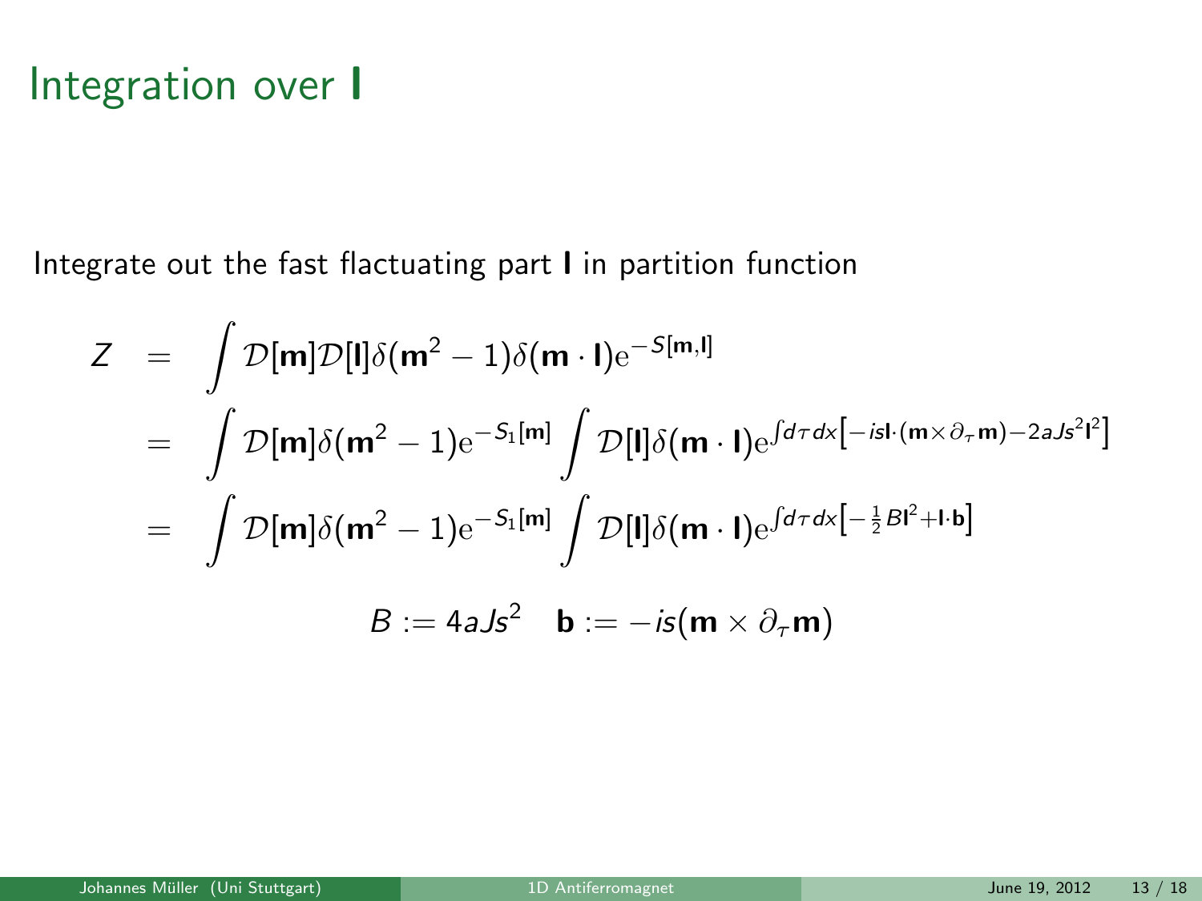# Integration over $\mathbf{l}$

Integrate out the fast flactuating part $\mathbf{l}$ in partition function

$$
\begin{aligned}
Z &= \int \mathcal{D}[\mathbf{m}]\mathcal{D}[\mathbf{l}]\delta(\mathbf{m}^2-1)\delta(\mathbf{m}\cdot\mathbf{l})\mathrm{e}^{-S[\mathbf{m},\mathbf{l}]} \\
&= \int \mathcal{D}[\mathbf{m}]\delta(\mathbf{m}^2-1)\mathrm{e}^{-S_1[\mathbf{m}]}\int \mathcal{D}[\mathbf{l}]\delta(\mathbf{m}\cdot\mathbf{l})\mathrm{e}^{\int d\tau dx\left[-is\mathbf{l}\cdot(\mathbf{m}\times\partial_\tau\mathbf{m})-2aJs^2\mathbf{l}^2\right]} \\
&= \int \mathcal{D}[\mathbf{m}]\delta(\mathbf{m}^2-1)\mathrm{e}^{-S_1[\mathbf{m}]}\int \mathcal{D}[\mathbf{l}]\delta(\mathbf{m}\cdot\mathbf{l})\mathrm{e}^{\int d\tau dx\left[-\frac{1}{2}B\mathbf{l}^2+\mathbf{l}\cdot\mathbf{b}\right]}
\end{aligned}
$$

$$
B := 4aJs^2 \quad \mathbf{b} := -is(\mathbf{m}\times\partial_\tau\mathbf{m})
$$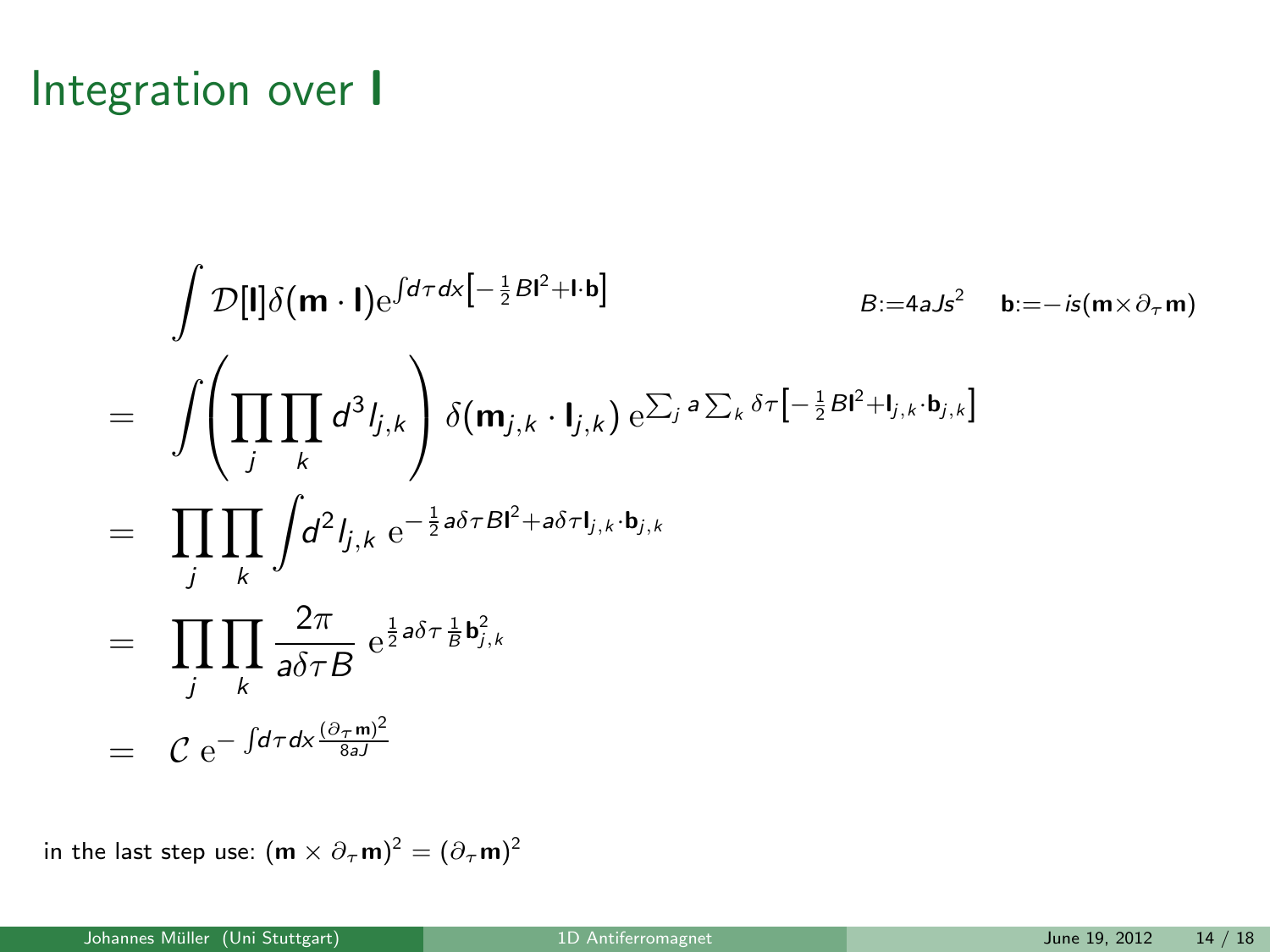# Integration over $\mathbf{l}$

$$B := 4aJs^2 \qquad \mathbf{b} := -is(\mathbf{m}\times\partial_\tau \mathbf{m})$$

$$
\begin{aligned}
&\int \mathcal{D}[\mathbf{l}]\delta(\mathbf{m}\cdot\mathbf{l})\mathrm{e}^{\int d\tau dx\left[-\frac{1}{2}B\mathbf{l}^2+\mathbf{l}\cdot\mathbf{b}\right]} \\
=\ & \int\left(\prod_j\prod_k d^3 l_{j,k}\right)\delta(\mathbf{m}_{j,k}\cdot\mathbf{l}_{j,k})\,\mathrm{e}^{\sum_j a\sum_k \delta\tau\left[-\frac{1}{2}B\mathbf{l}^2+\mathbf{l}_{j,k}\cdot\mathbf{b}_{j,k}\right]} \\
=\ & \prod_j\prod_k\int d^2 l_{j,k}\ \mathrm{e}^{-\frac{1}{2}a\delta\tau B\mathbf{l}^2+a\delta\tau\mathbf{l}_{j,k}\cdot\mathbf{b}_{j,k}} \\
=\ & \prod_j\prod_k\frac{2\pi}{a\delta\tau B}\ \mathrm{e}^{\frac{1}{2}a\delta\tau\frac{1}{B}\mathbf{b}_{j,k}^2} \\
=\ & \mathcal{C}\ \mathrm{e}^{-\int d\tau dx\frac{(\partial_\tau\mathbf{m})^2}{8aJ}}
\end{aligned}
$$

in the last step use: $(\mathbf{m}\times\partial_\tau\mathbf{m})^2 = (\partial_\tau\mathbf{m})^2$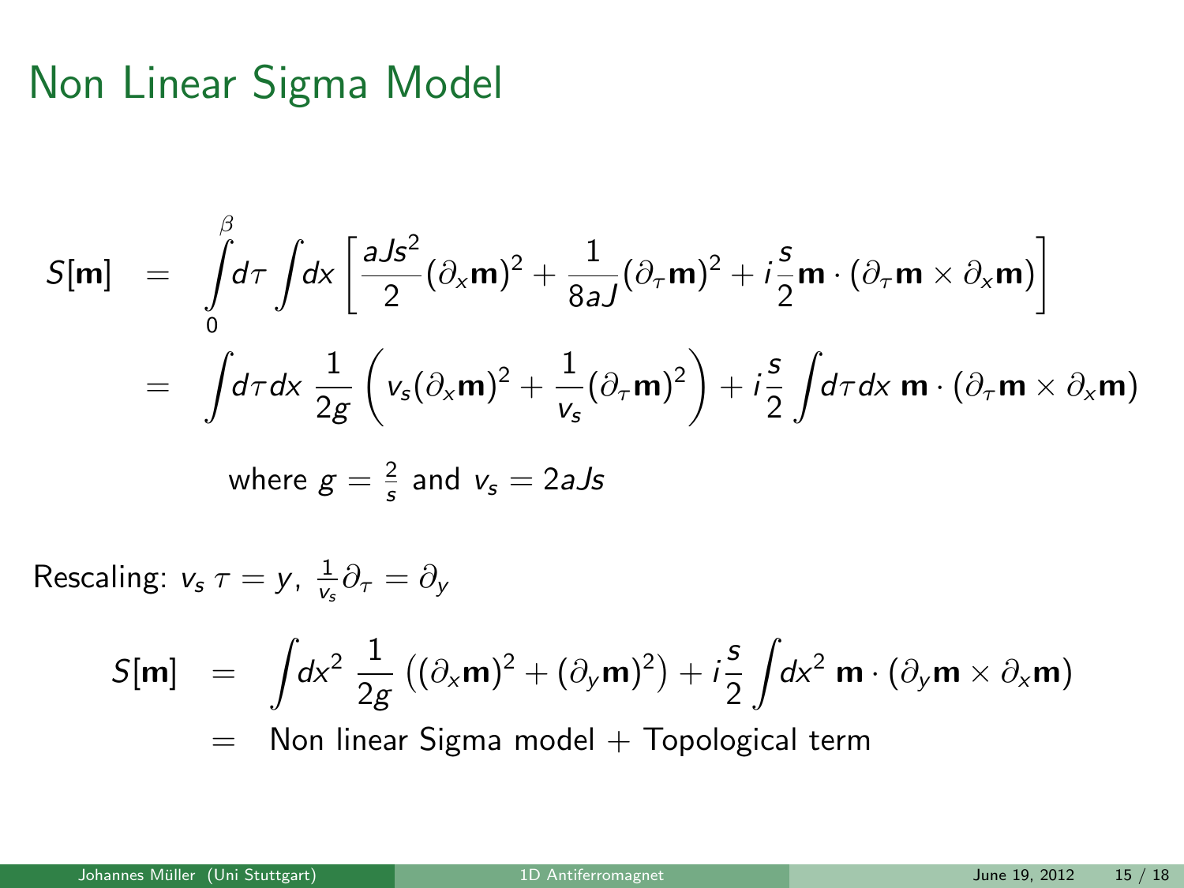# Non Linear Sigma Model

$$
\begin{aligned}
S[\mathbf{m}] &= \int_0^\beta d\tau \int dx \left[ \frac{aJs^2}{2} (\partial_x \mathbf{m})^2 + \frac{1}{8aJ} (\partial_\tau \mathbf{m})^2 + i\frac{s}{2} \mathbf{m} \cdot (\partial_\tau \mathbf{m} \times \partial_x \mathbf{m}) \right] \\
&= \int d\tau dx \, \frac{1}{2g} \left( v_s (\partial_x \mathbf{m})^2 + \frac{1}{v_s} (\partial_\tau \mathbf{m})^2 \right) + i\frac{s}{2} \int d\tau dx \, \mathbf{m} \cdot (\partial_\tau \mathbf{m} \times \partial_x \mathbf{m})
\end{aligned}
$$

where $g = \frac{2}{s}$ and $v_s = 2aJs$

Rescaling: $v_s \, \tau = y$, $\frac{1}{v_s} \partial_\tau = \partial_y$

$$
\begin{aligned}
S[\mathbf{m}] &= \int dx^2 \, \frac{1}{2g} \left( (\partial_x \mathbf{m})^2 + (\partial_y \mathbf{m})^2 \right) + i\frac{s}{2} \int dx^2 \, \mathbf{m} \cdot (\partial_y \mathbf{m} \times \partial_x \mathbf{m}) \\
&= \text{Non linear Sigma model} + \text{Topological term}
\end{aligned}
$$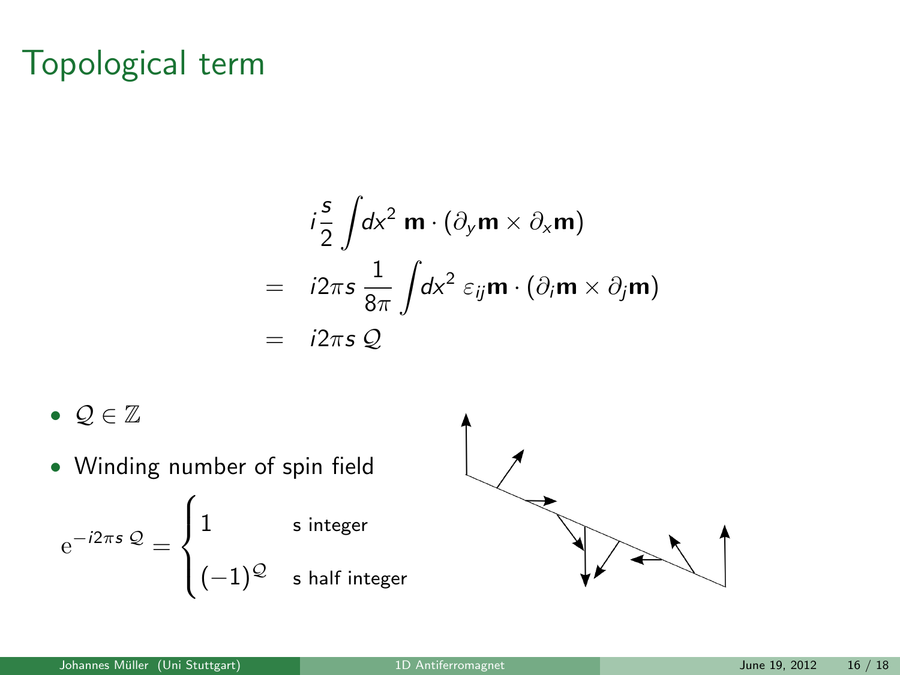# Topological term

$$
\begin{aligned}
& i\frac{s}{2}\int dx^2\ \mathbf{m}\cdot(\partial_y\mathbf{m}\times\partial_x\mathbf{m}) \\
= \quad & i2\pi s\ \frac{1}{8\pi}\int dx^2\ \varepsilon_{ij}\mathbf{m}\cdot(\partial_i\mathbf{m}\times\partial_j\mathbf{m}) \\
= \quad & i2\pi s\ \mathcal{Q}
\end{aligned}
$$

- $\mathcal{Q}\in\mathbb{Z}$
- Winding number of spin field

$$
\mathrm{e}^{-i2\pi s\ \mathcal{Q}} = \begin{cases} 1 & \text{s integer} \\ (-1)^{\mathcal{Q}} & \text{s half integer} \end{cases}
$$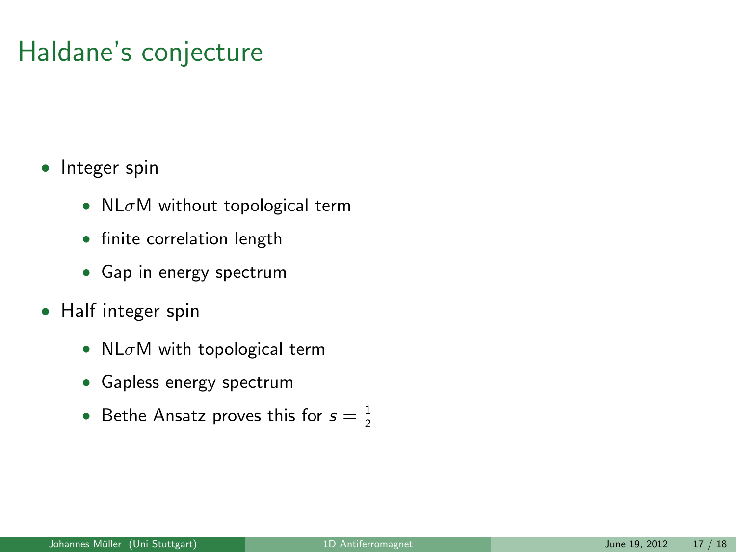# Haldane's conjecture

- Integer spin
  - NL$\sigma$M without topological term
  - finite correlation length
  - Gap in energy spectrum
- Half integer spin
  - NL$\sigma$M with topological term
  - Gapless energy spectrum
  - Bethe Ansatz proves this for $s = \frac{1}{2}$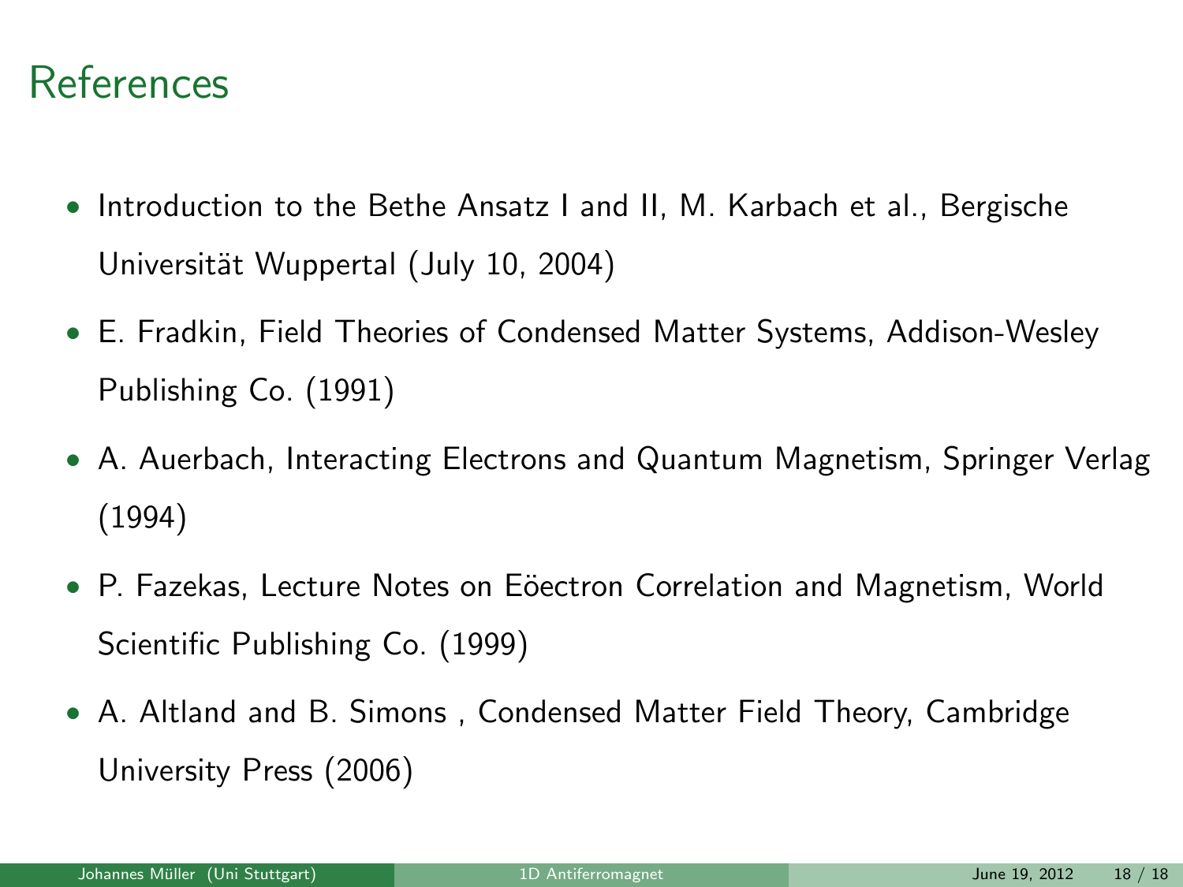# References

- Introduction to the Bethe Ansatz I and II, M. Karbach et al., Bergische Universität Wuppertal (July 10, 2004)
- E. Fradkin, Field Theories of Condensed Matter Systems, Addison-Wesley Publishing Co. (1991)
- A. Auerbach, Interacting Electrons and Quantum Magnetism, Springer Verlag (1994)
- P. Fazekas, Lecture Notes on Eöectron Correlation and Magnetism, World Scientific Publishing Co. (1999)
- A. Altland and B. Simons , Condensed Matter Field Theory, Cambridge University Press (2006)